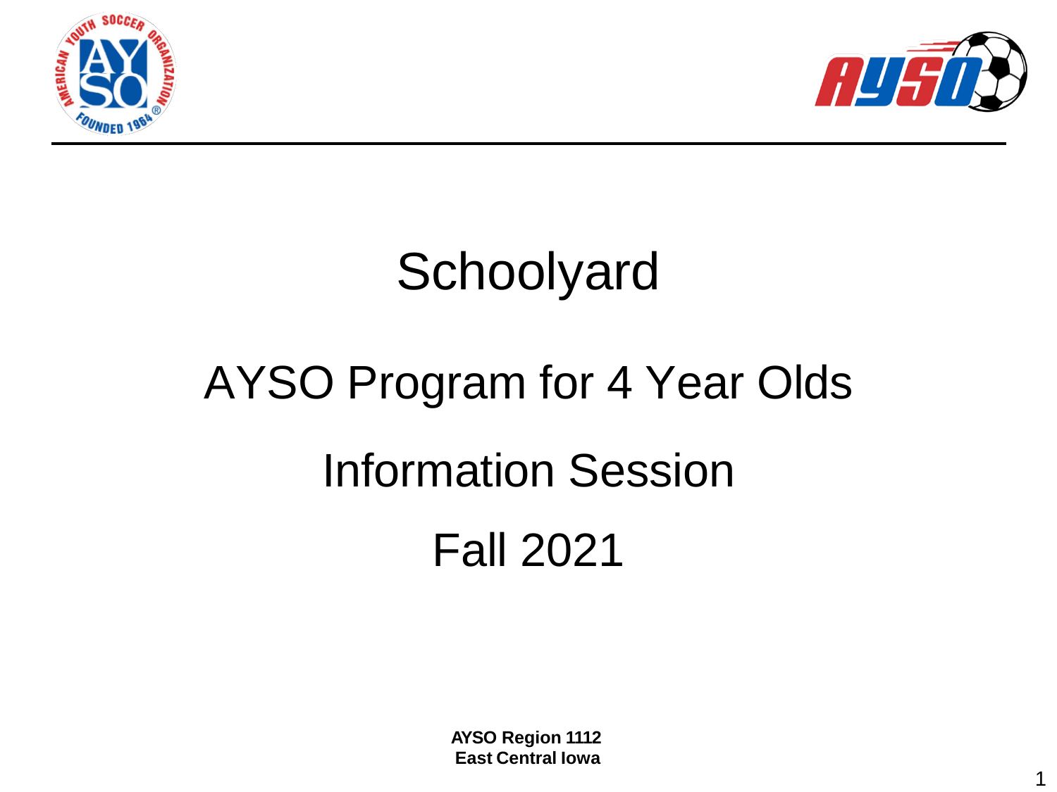# Schoolyard

## AYSO Program for 4 Year Olds

## Information Session

## Fall 2021

**AYSO Region 1112**
**East Central Iowa**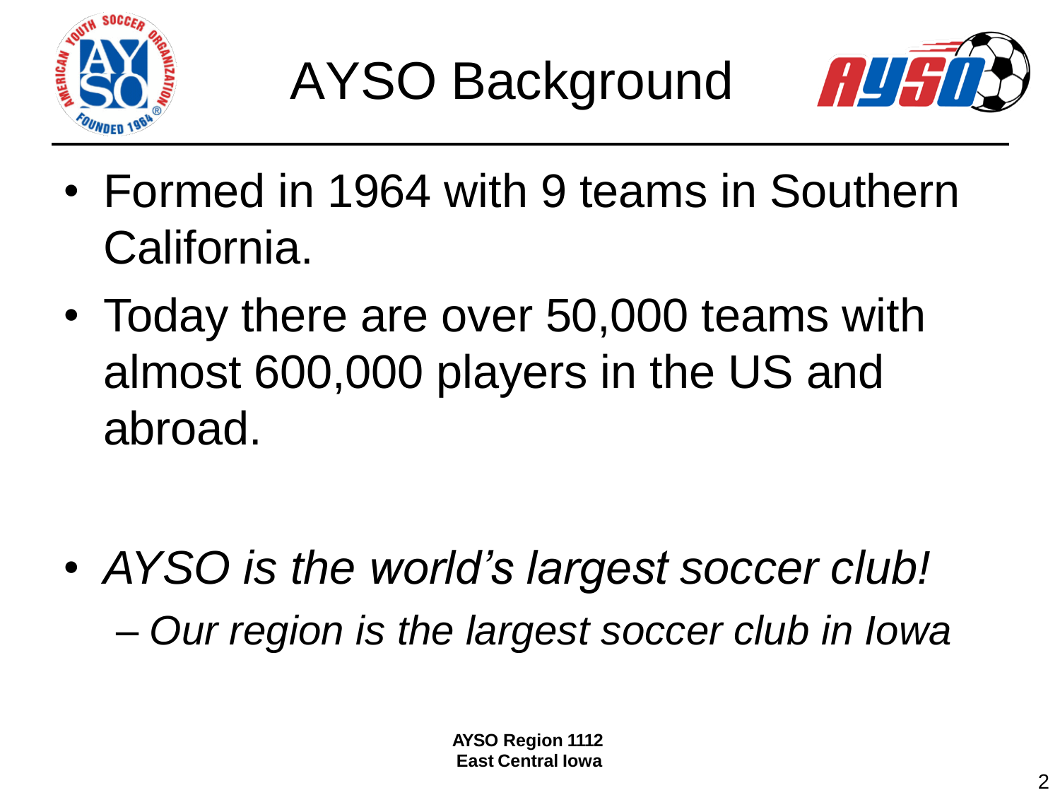# AYSO Background

- Formed in 1964 with 9 teams in Southern California.
- Today there are over 50,000 teams with almost 600,000 players in the US and abroad.

- *AYSO is the world's largest soccer club!*
  - *Our region is the largest soccer club in Iowa*

**AYSO Region 1112**
**East Central Iowa**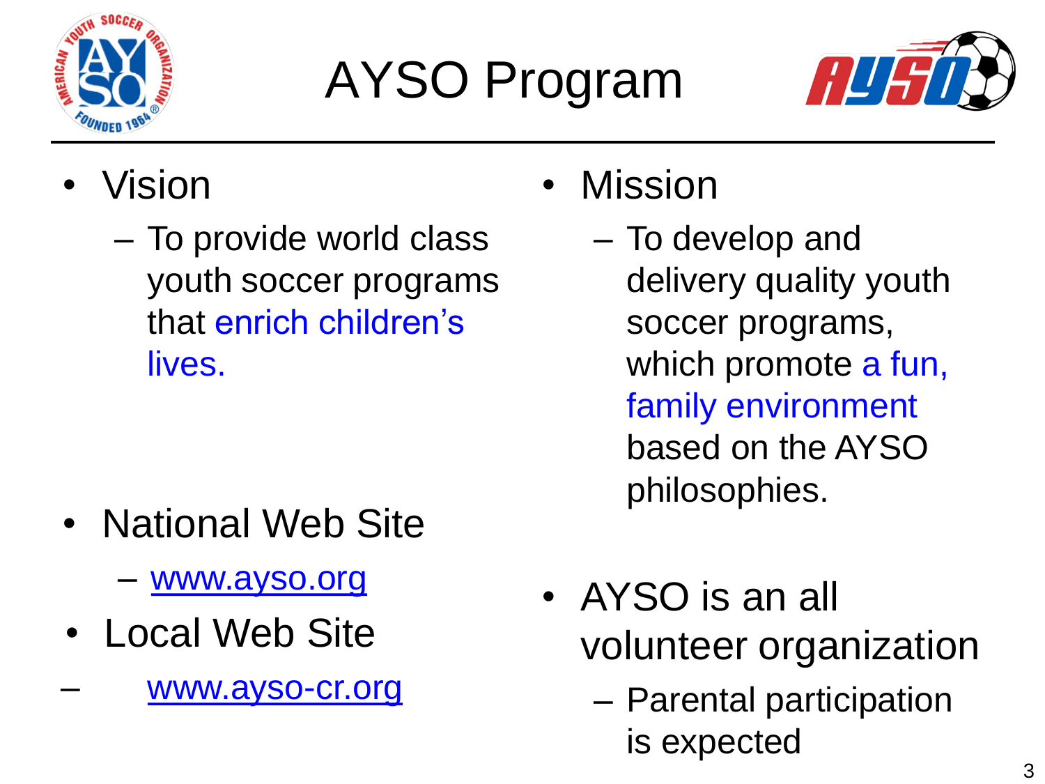# AYSO Program

- Vision
  - To provide world class youth soccer programs that enrich children's lives.
- National Web Site
  - www.ayso.org
- Local Web Site
  - www.ayso-cr.org
- Mission
  - To develop and delivery quality youth soccer programs, which promote a fun, family environment based on the AYSO philosophies.
- AYSO is an all volunteer organization
  - Parental participation is expected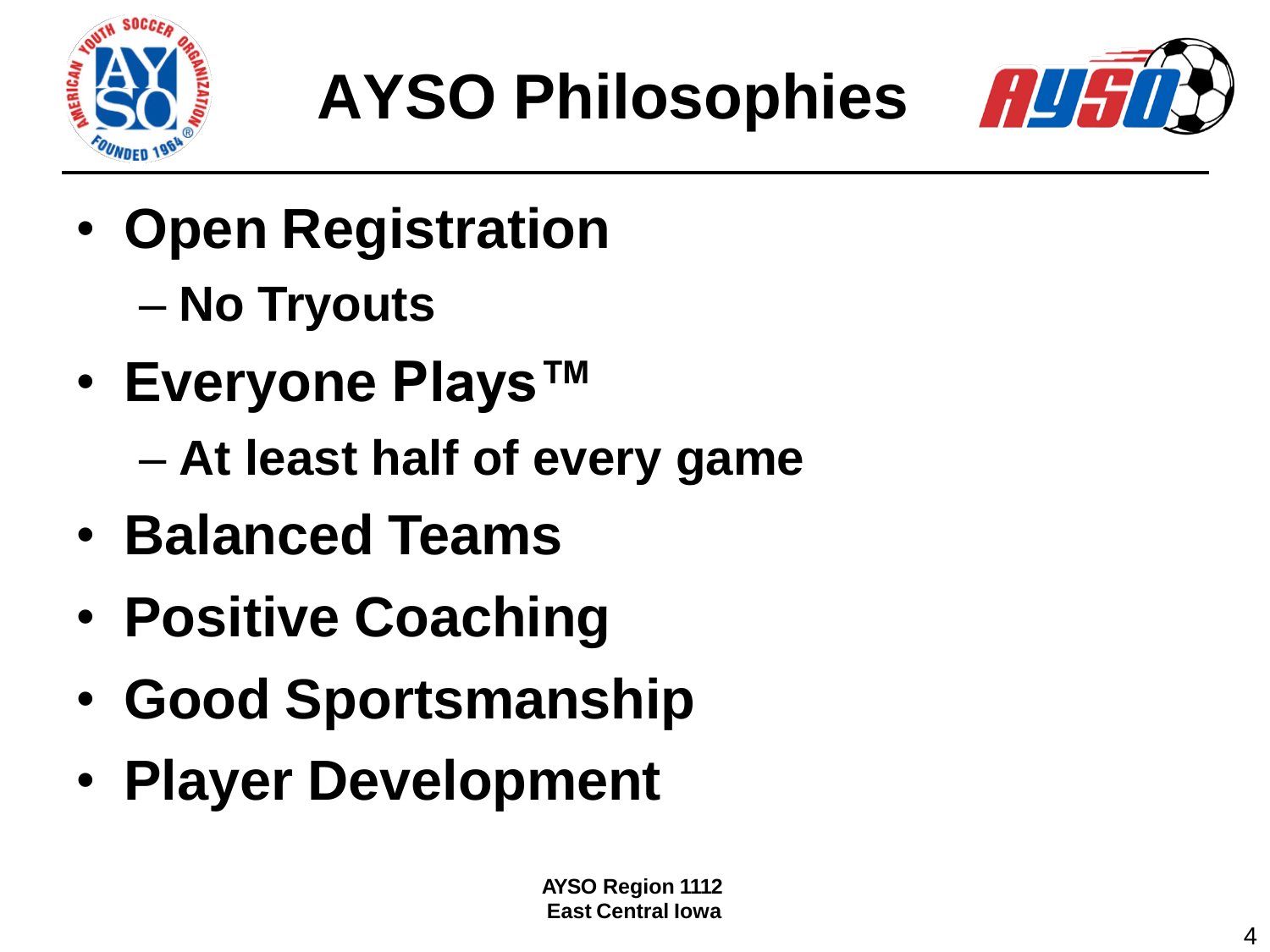# AYSO Philosophies

- **Open Registration**
  - **No Tryouts**
- **Everyone Plays™**
  - **At least half of every game**
- **Balanced Teams**
- **Positive Coaching**
- **Good Sportsmanship**
- **Player Development**

**AYSO Region 1112**
**East Central Iowa**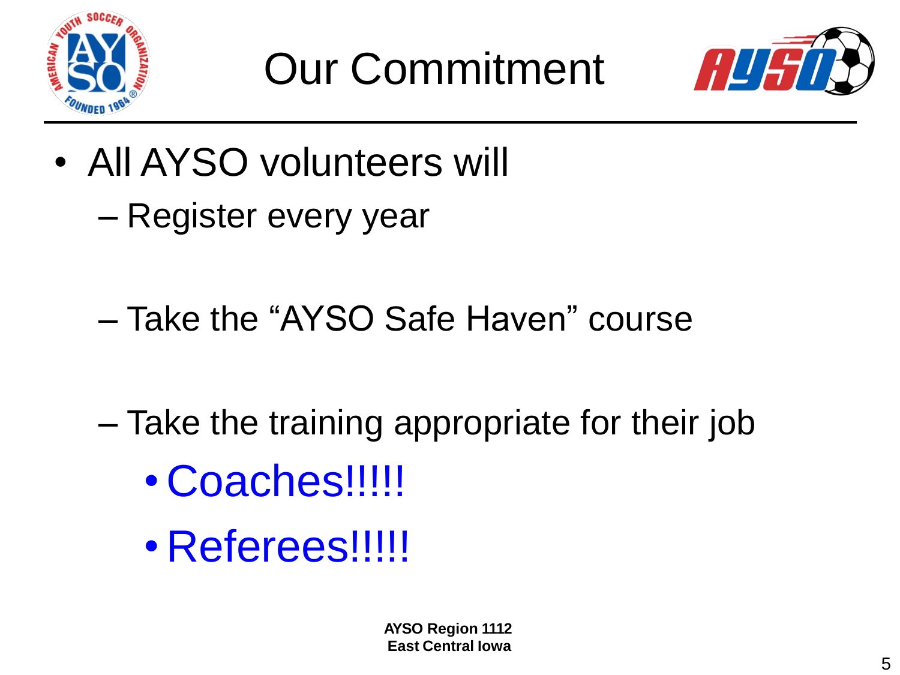# Our Commitment

- All AYSO volunteers will
  - Register every year
  - Take the "AYSO Safe Haven" course
  - Take the training appropriate for their job
    - Coaches!!!!!
    - Referees!!!!!

**AYSO Region 1112**
**East Central Iowa**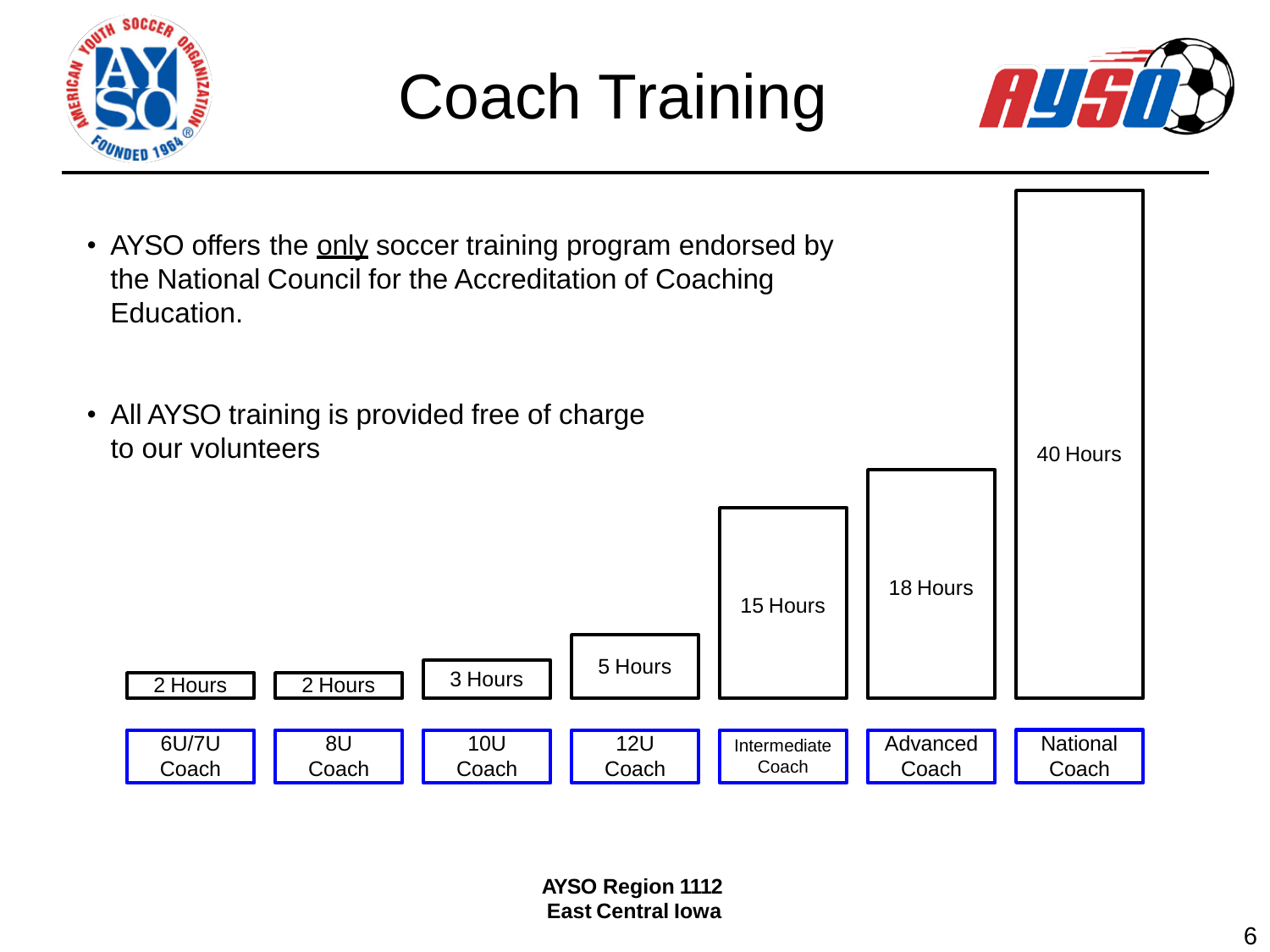# Coach Training

- AYSO offers the <u>only</u> soccer training program endorsed by the National Council for the Accreditation of Coaching Education.
- All AYSO training is provided free of charge to our volunteers

| Course | Hours |
|---|---|
| 6U/7U Coach | 2 Hours |
| 8U Coach | 2 Hours |
| 10U Coach | 3 Hours |
| 12U Coach | 5 Hours |
| Intermediate Coach | 15 Hours |
| Advanced Coach | 18 Hours |
| National Coach | 40 Hours |

**AYSO Region 1112**
**East Central Iowa**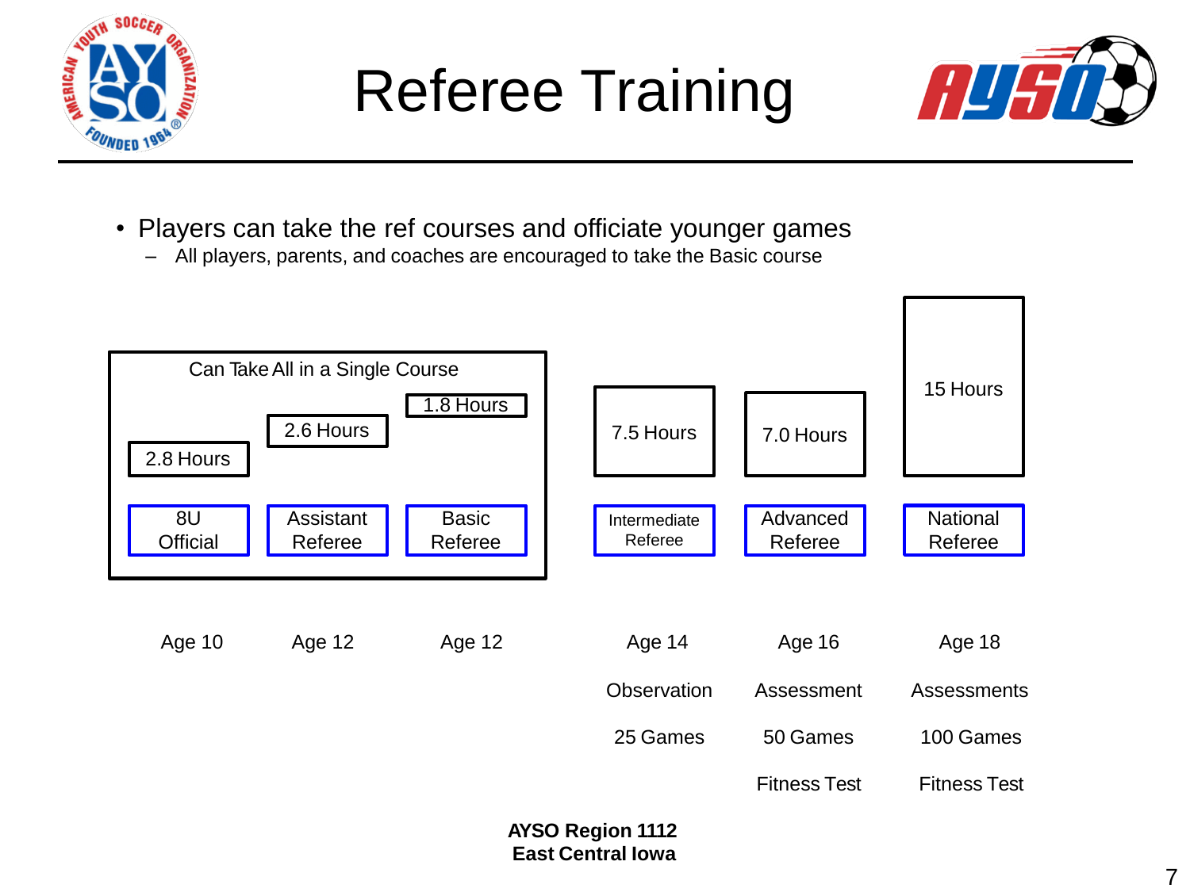# Referee Training

- Players can take the ref courses and officiate younger games
  - All players, parents, and coaches are encouraged to take the Basic course

Can Take All in a Single Course

| | 8U Official | Assistant Referee | Basic Referee | Intermediate Referee | Advanced Referee | National Referee |
|---|---|---|---|---|---|---|
| Hours | 2.8 Hours | 2.6 Hours | 1.8 Hours | 7.5 Hours | 7.0 Hours | 15 Hours |
| Age | Age 10 | Age 12 | Age 12 | Age 14 | Age 16 | Age 18 |
| Evaluation | | | | Observation | Assessment | Assessments |
| Games | | | | 25 Games | 50 Games | 100 Games |
| Fitness | | | | | Fitness Test | Fitness Test |

**AYSO Region 1112**
**East Central Iowa**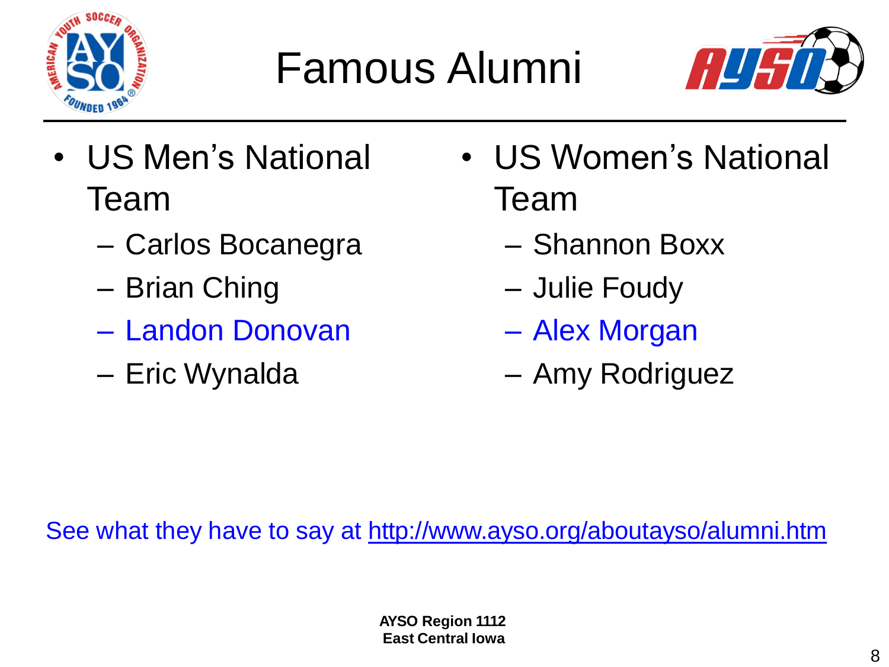# Famous Alumni

- US Men's National Team
  - Carlos Bocanegra
  - Brian Ching
  - Landon Donovan
  - Eric Wynalda
- US Women's National Team
  - Shannon Boxx
  - Julie Foudy
  - Alex Morgan
  - Amy Rodriguez

See what they have to say at http://www.ayso.org/aboutayso/alumni.htm

**AYSO Region 1112**
**East Central Iowa**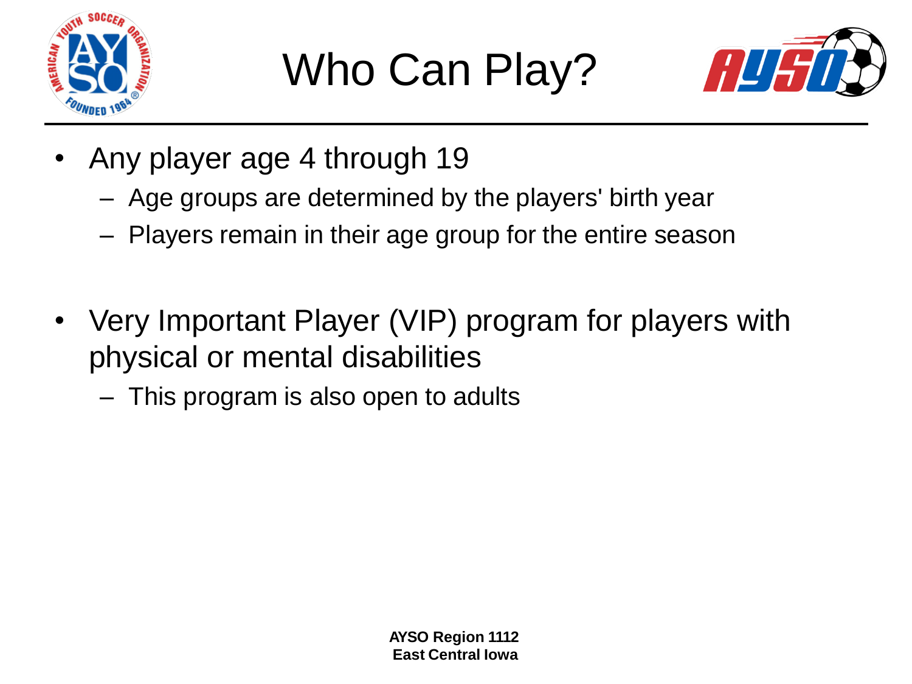# Who Can Play?

- Any player age 4 through 19
  - Age groups are determined by the players' birth year
  - Players remain in their age group for the entire season

- Very Important Player (VIP) program for players with physical or mental disabilities
  - This program is also open to adults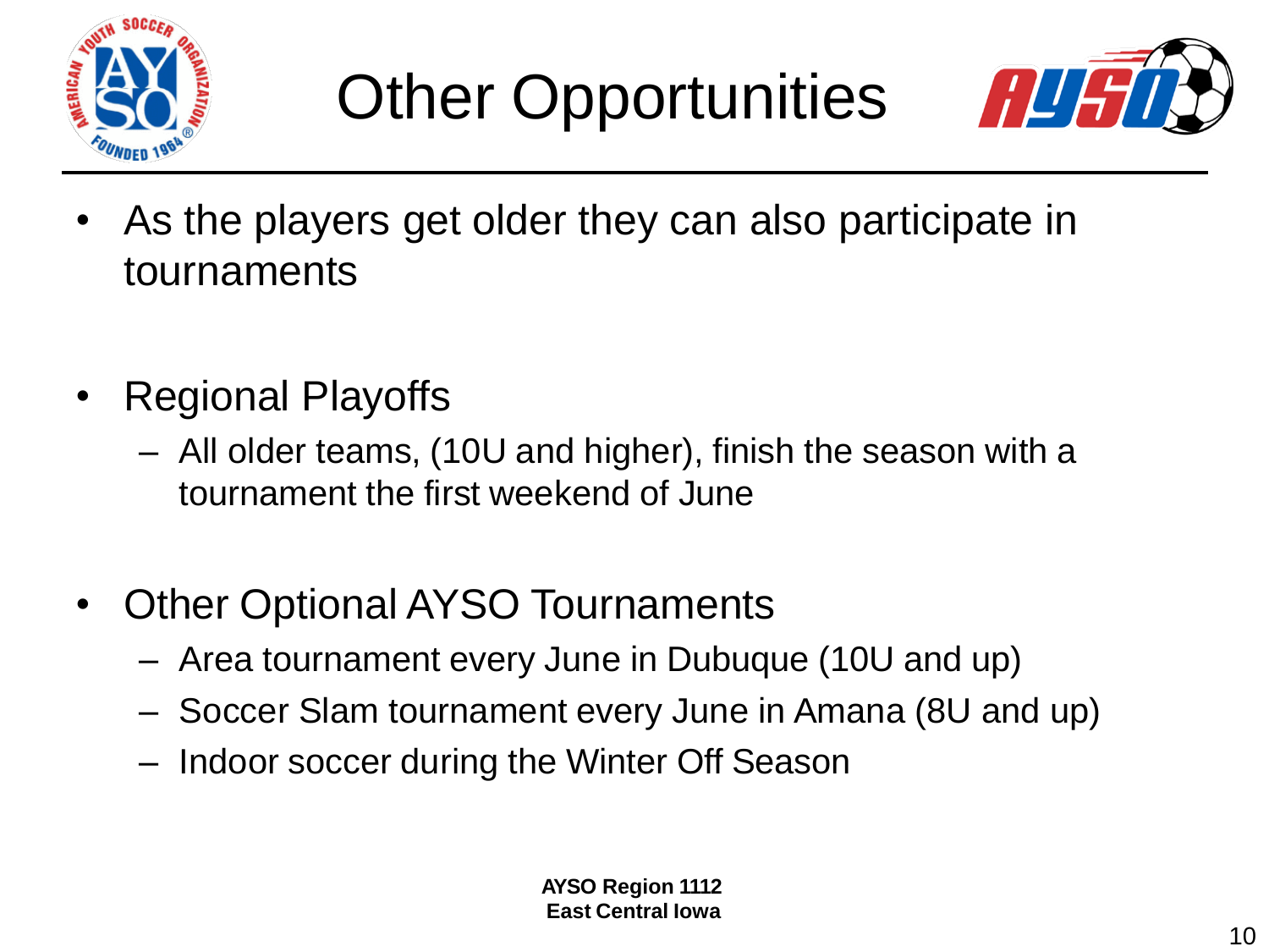# Other Opportunities

- As the players get older they can also participate in tournaments

- Regional Playoffs
  - All older teams, (10U and higher), finish the season with a tournament the first weekend of June

- Other Optional AYSO Tournaments
  - Area tournament every June in Dubuque (10U and up)
  - Soccer Slam tournament every June in Amana (8U and up)
  - Indoor soccer during the Winter Off Season

**AYSO Region 1112**
**East Central Iowa**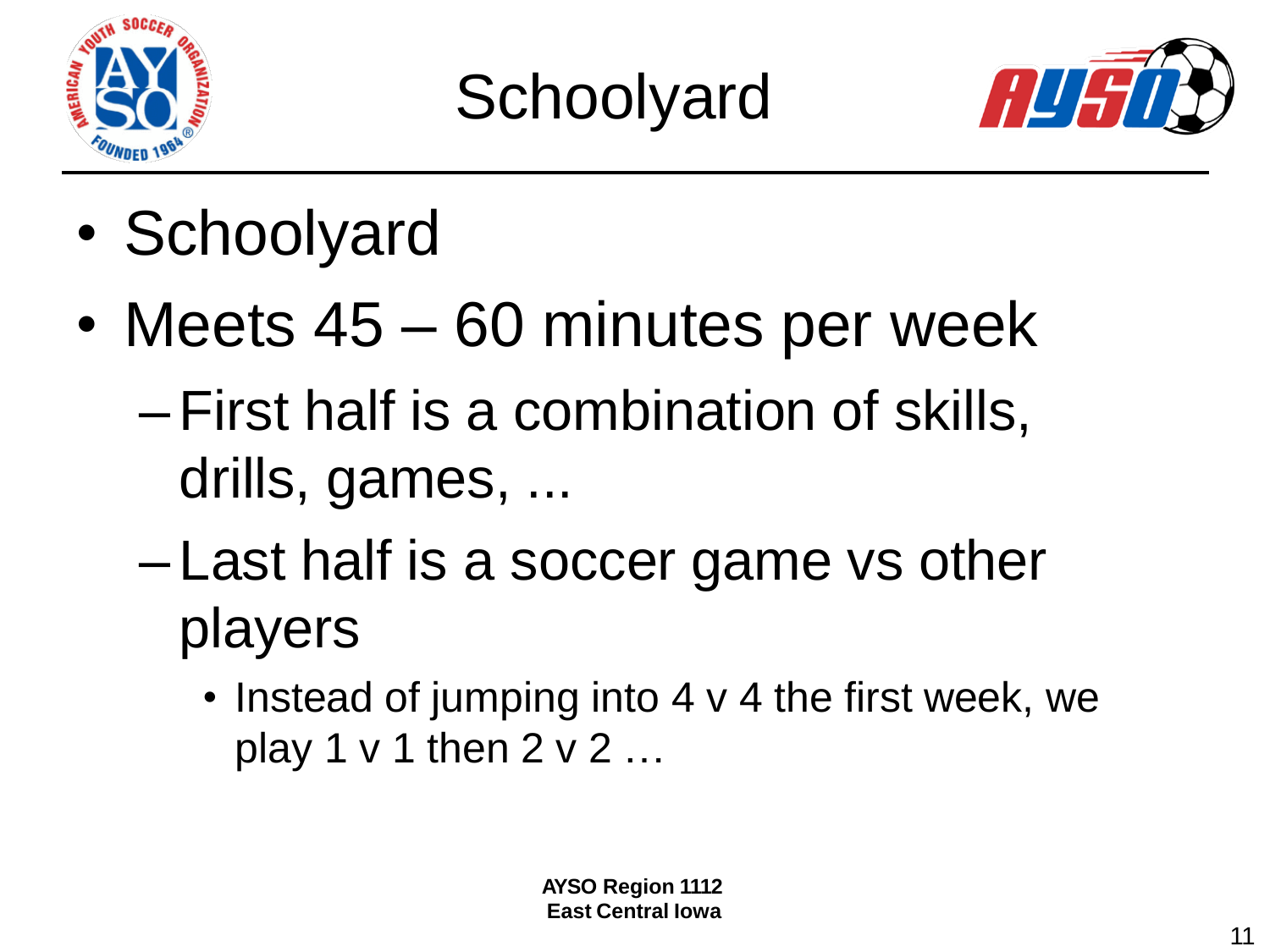# Schoolyard

- Schoolyard
- Meets 45 – 60 minutes per week
  - First half is a combination of skills, drills, games, ...
  - Last half is a soccer game vs other players
    - Instead of jumping into 4 v 4 the first week, we play 1 v 1 then 2 v 2 …

**AYSO Region 1112**
**East Central Iowa**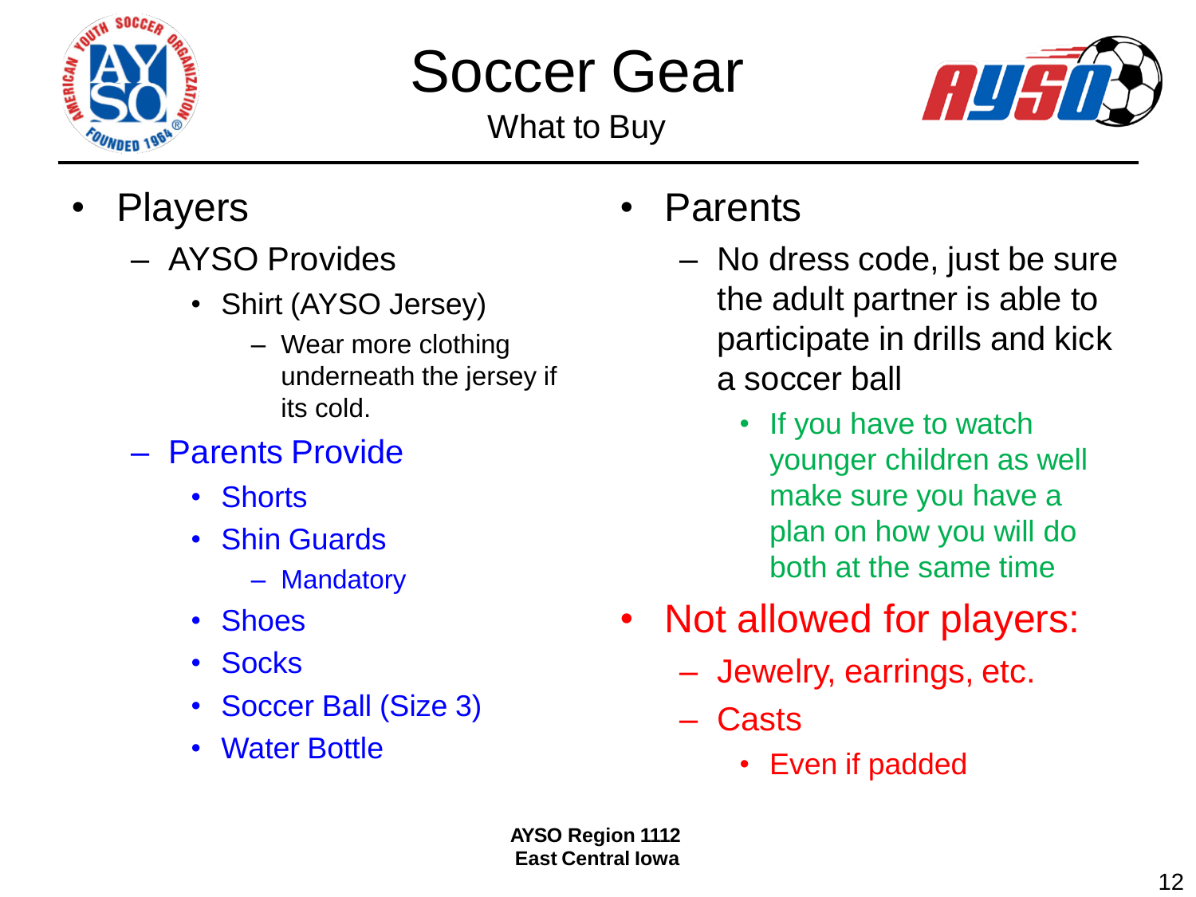# Soccer Gear

## What to Buy

- Players
  - AYSO Provides
    - Shirt (AYSO Jersey)
      - Wear more clothing underneath the jersey if its cold.
  - Parents Provide
    - Shorts
    - Shin Guards
      - Mandatory
    - Shoes
    - Socks
    - Soccer Ball (Size 3)
    - Water Bottle

- Parents
  - No dress code, just be sure the adult partner is able to participate in drills and kick a soccer ball
    - If you have to watch younger children as well make sure you have a plan on how you will do both at the same time

- Not allowed for players:
  - Jewelry, earrings, etc.
  - Casts
    - Even if padded

**AYSO Region 1112**
**East Central Iowa**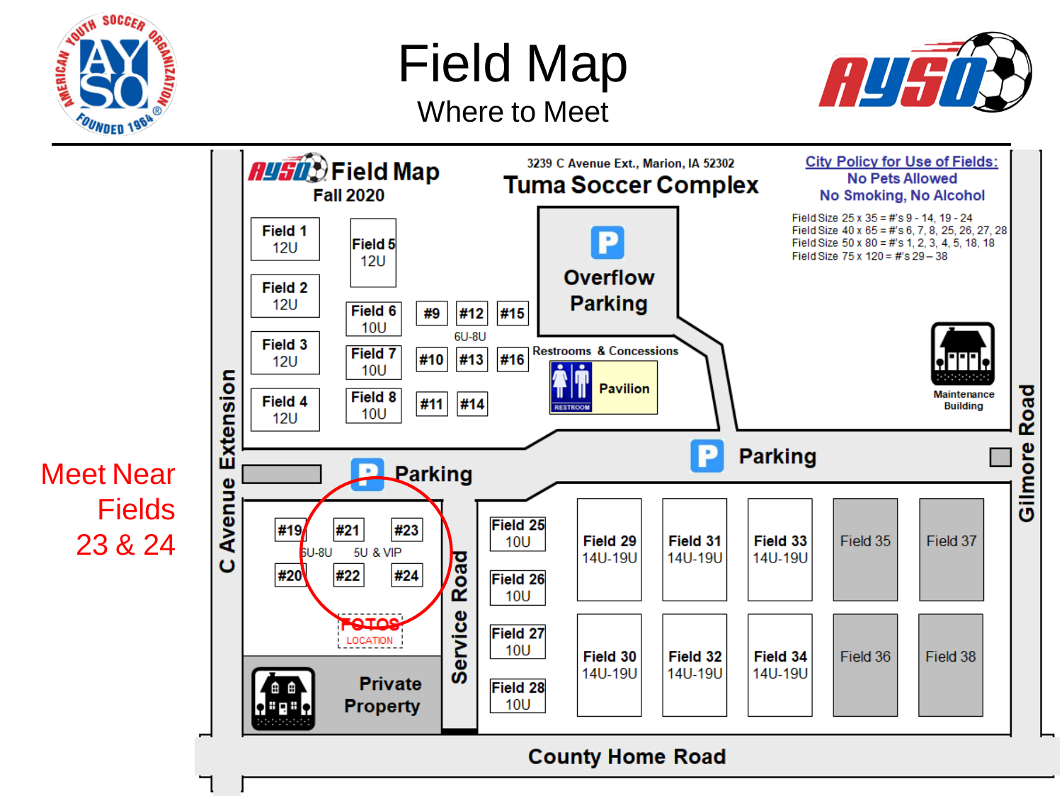# Field Map

## Where to Meet

Meet Near Fields 23 & 24

**Field Map**
Fall 2020

3239 C Avenue Ext., Marion, IA 52302
**Tuma Soccer Complex**

**City Policy for Use of Fields:**
No Pets Allowed
No Smoking, No Alcohol

Field Size 25 x 35 = #'s 9 - 14, 19 - 24
Field Size 40 x 65 = #'s 6, 7, 8, 25, 26, 27, 28
Field Size 50 x 80 = #'s 1, 2, 3, 4, 5, 18, 18
Field Size 75 x 120 = #'s 29 – 38

Field 1 12U
Field 2 12U
Field 3 12U
Field 4 12U
Field 5 12U
Field 6 10U
Field 7 10U
Field 8 10U
#9 #12 #15
6U-8U
#10 #13 #16
#11 #14

Overflow Parking

Restrooms & Concessions
RESTROOM
Pavilion

Maintenance Building

Parking

Parking

#19 #21 #23
6U-8U 5U & VIP
#20 #22 #24

FOTOS LOCATION

Private Property

Field 25 10U
Field 26 10U
Field 27 10U
Field 28 10U

Field 29 14U-19U
Field 30 14U-19U
Field 31 14U-19U
Field 32 14U-19U
Field 33 14U-19U
Field 34 14U-19U
Field 35
Field 36
Field 37
Field 38

C Avenue Extension

Service Road

Gilmore Road

County Home Road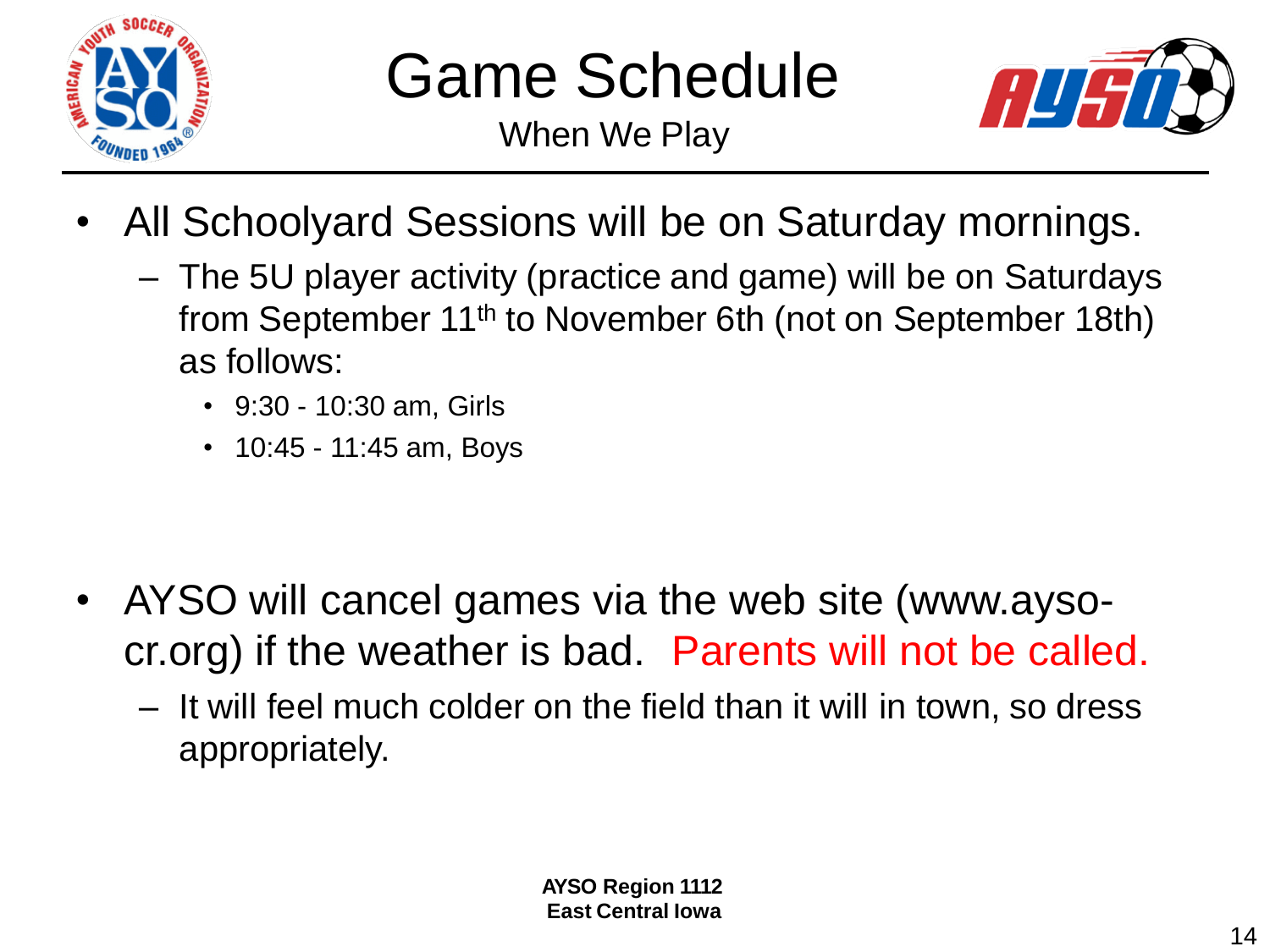# Game Schedule

## When We Play

- All Schoolyard Sessions will be on Saturday mornings.
  - The 5U player activity (practice and game) will be on Saturdays from September 11th to November 6th (not on September 18th) as follows:
    - 9:30 - 10:30 am, Girls
    - 10:45 - 11:45 am, Boys

- AYSO will cancel games via the web site (www.ayso-cr.org) if the weather is bad. Parents will not be called.
  - It will feel much colder on the field than it will in town, so dress appropriately.

**AYSO Region 1112**
**East Central Iowa**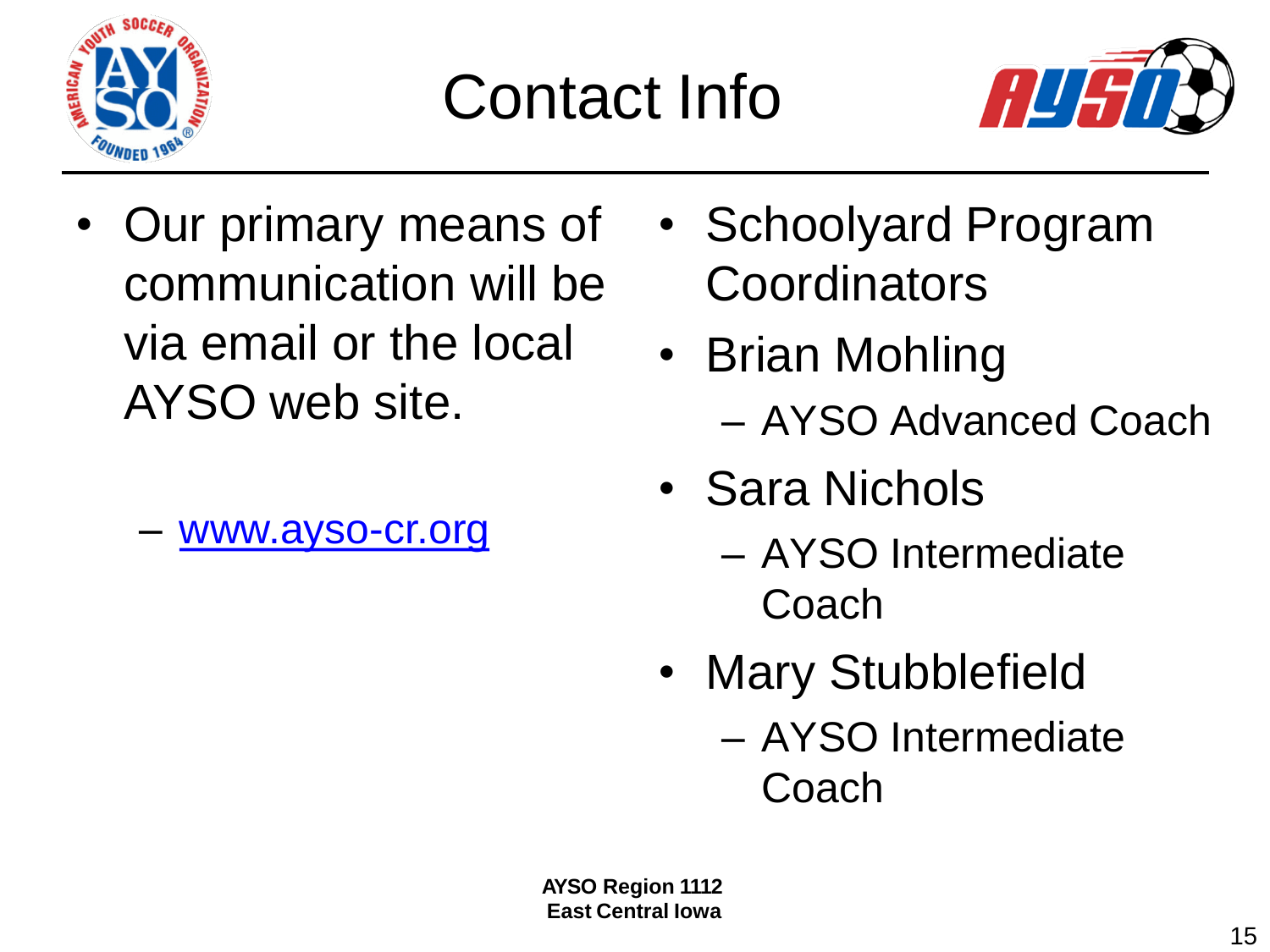# Contact Info

- Our primary means of communication will be via email or the local AYSO web site.
  - www.ayso-cr.org

- Schoolyard Program Coordinators
- Brian Mohling
  - AYSO Advanced Coach
- Sara Nichols
  - AYSO Intermediate Coach
- Mary Stubblefield
  - AYSO Intermediate Coach

**AYSO Region 1112**
**East Central Iowa**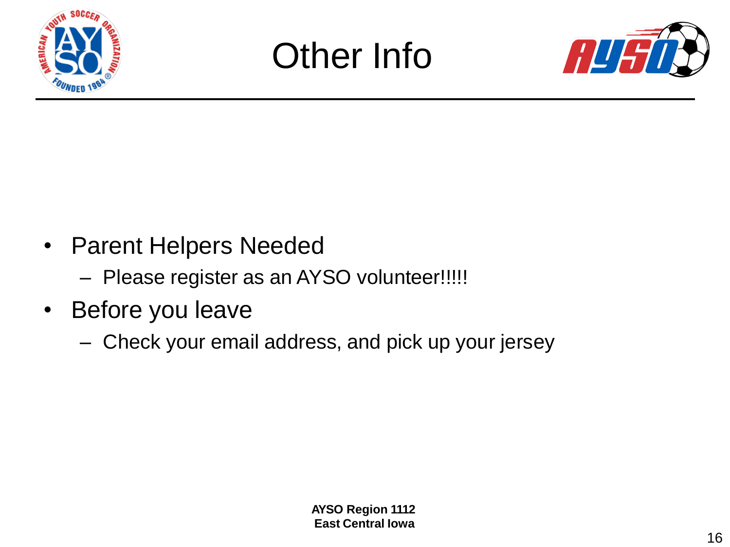# Other Info

- Parent Helpers Needed
  - Please register as an AYSO volunteer!!!!!
- Before you leave
  - Check your email address, and pick up your jersey

**AYSO Region 1112**
**East Central Iowa**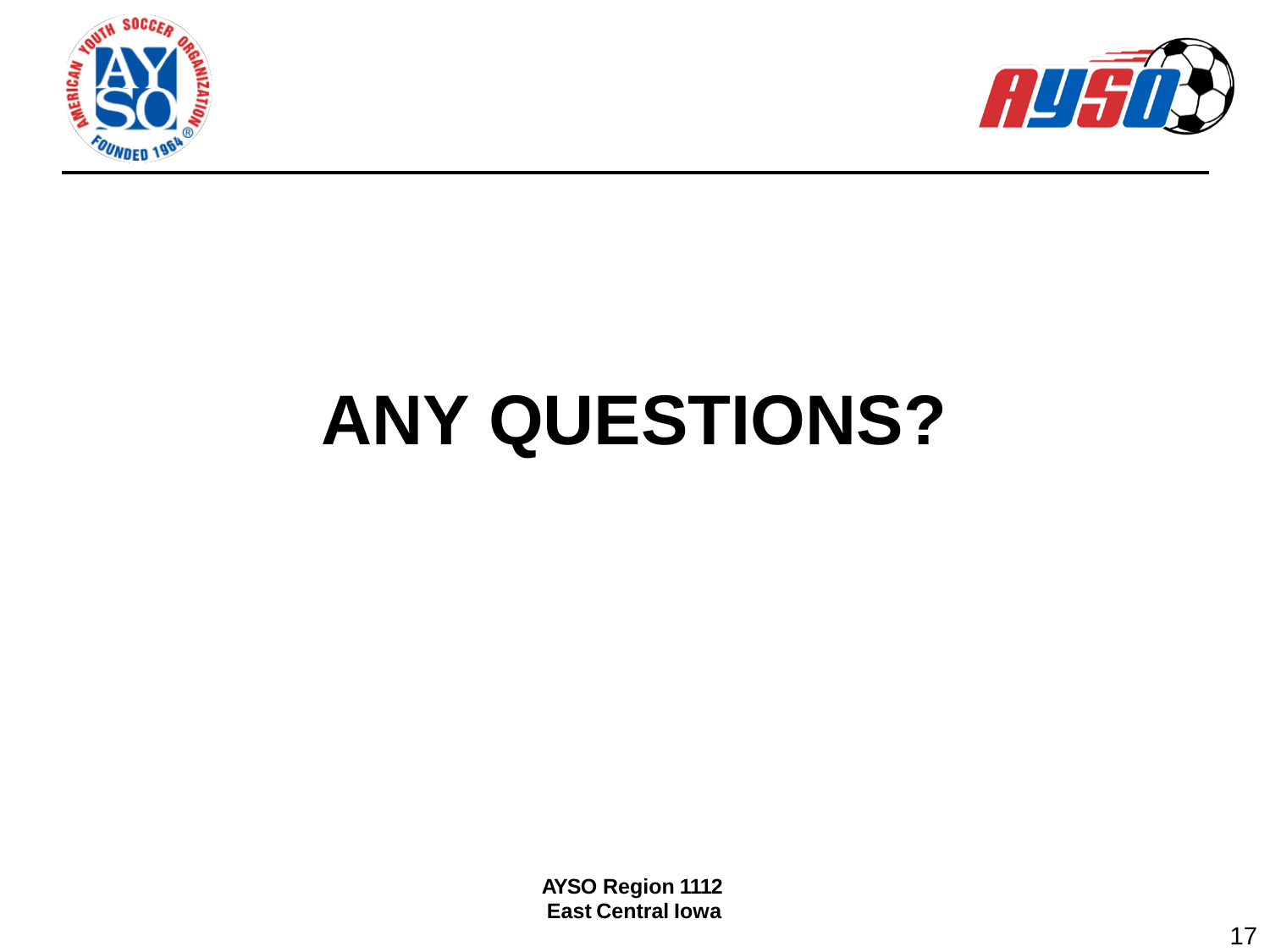# ANY QUESTIONS?

**AYSO Region 1112**
**East Central Iowa**